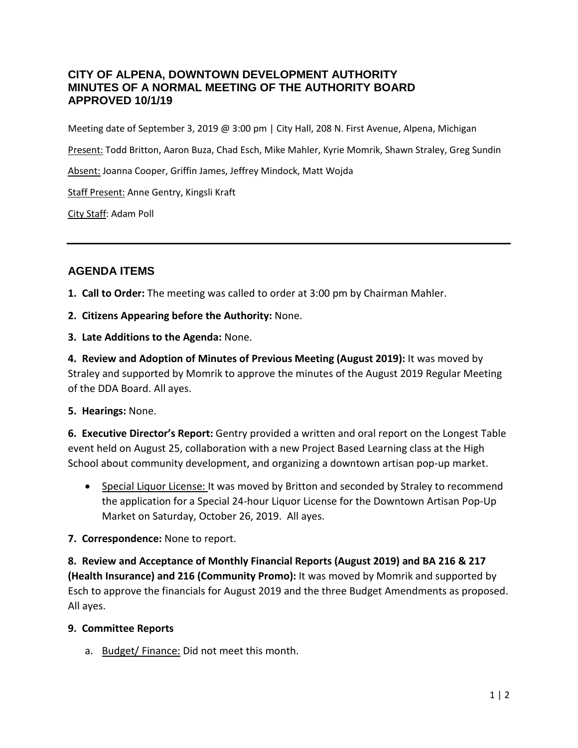# CITY OF ALPENA, DOWNTOWN DEVELOPMENT AUTHORITY
# MINUTES OF A NORMAL MEETING OF THE AUTHORITY BOARD
# APPROVED 10/1/19

Meeting date of September 3, 2019 @ 3:00 pm | City Hall, 208 N. First Avenue, Alpena, Michigan

Present: Todd Britton, Aaron Buza, Chad Esch, Mike Mahler, Kyrie Momrik, Shawn Straley, Greg Sundin

Absent: Joanna Cooper, Griffin James, Jeffrey Mindock, Matt Wojda

Staff Present: Anne Gentry, Kingsli Kraft

City Staff: Adam Poll

---

## AGENDA ITEMS

**1. Call to Order:** The meeting was called to order at 3:00 pm by Chairman Mahler.

**2. Citizens Appearing before the Authority:** None.

**3. Late Additions to the Agenda:** None.

**4. Review and Adoption of Minutes of Previous Meeting (August 2019):** It was moved by Straley and supported by Momrik to approve the minutes of the August 2019 Regular Meeting of the DDA Board. All ayes.

**5. Hearings:** None.

**6. Executive Director's Report:** Gentry provided a written and oral report on the Longest Table event held on August 25, collaboration with a new Project Based Learning class at the High School about community development, and organizing a downtown artisan pop-up market.

- Special Liquor License: It was moved by Britton and seconded by Straley to recommend the application for a Special 24-hour Liquor License for the Downtown Artisan Pop-Up Market on Saturday, October 26, 2019. All ayes.

**7. Correspondence:** None to report.

**8. Review and Acceptance of Monthly Financial Reports (August 2019) and BA 216 & 217 (Health Insurance) and 216 (Community Promo):** It was moved by Momrik and supported by Esch to approve the financials for August 2019 and the three Budget Amendments as proposed. All ayes.

**9. Committee Reports**

a. Budget/ Finance: Did not meet this month.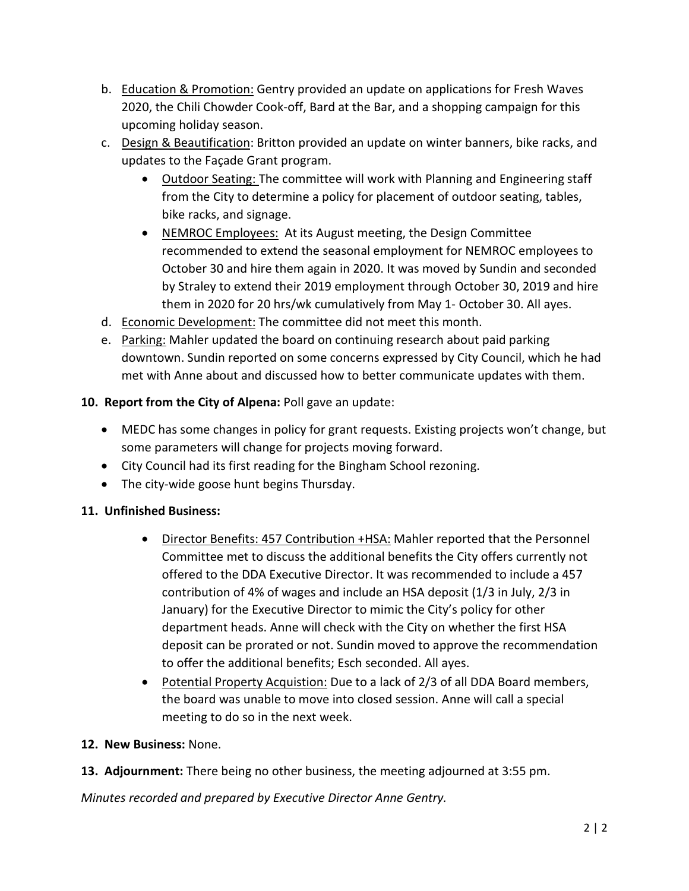b. <u>Education & Promotion:</u> Gentry provided an update on applications for Fresh Waves 2020, the Chili Chowder Cook-off, Bard at the Bar, and a shopping campaign for this upcoming holiday season.

c. <u>Design & Beautification</u>: Britton provided an update on winter banners, bike racks, and updates to the Façade Grant program.

- <u>Outdoor Seating:</u> The committee will work with Planning and Engineering staff from the City to determine a policy for placement of outdoor seating, tables, bike racks, and signage.
- <u>NEMROC Employees:</u> At its August meeting, the Design Committee recommended to extend the seasonal employment for NEMROC employees to October 30 and hire them again in 2020. It was moved by Sundin and seconded by Straley to extend their 2019 employment through October 30, 2019 and hire them in 2020 for 20 hrs/wk cumulatively from May 1- October 30. All ayes.

d. <u>Economic Development:</u> The committee did not meet this month.

e. <u>Parking:</u> Mahler updated the board on continuing research about paid parking downtown. Sundin reported on some concerns expressed by City Council, which he had met with Anne about and discussed how to better communicate updates with them.

**10. Report from the City of Alpena:** Poll gave an update:

- MEDC has some changes in policy for grant requests. Existing projects won't change, but some parameters will change for projects moving forward.
- City Council had its first reading for the Bingham School rezoning.
- The city-wide goose hunt begins Thursday.

**11. Unfinished Business:**

- <u>Director Benefits: 457 Contribution +HSA:</u> Mahler reported that the Personnel Committee met to discuss the additional benefits the City offers currently not offered to the DDA Executive Director. It was recommended to include a 457 contribution of 4% of wages and include an HSA deposit (1/3 in July, 2/3 in January) for the Executive Director to mimic the City's policy for other department heads. Anne will check with the City on whether the first HSA deposit can be prorated or not. Sundin moved to approve the recommendation to offer the additional benefits; Esch seconded. All ayes.
- <u>Potential Property Acquistion:</u> Due to a lack of 2/3 of all DDA Board members, the board was unable to move into closed session. Anne will call a special meeting to do so in the next week.

**12. New Business:** None.

**13. Adjournment:** There being no other business, the meeting adjourned at 3:55 pm.

*Minutes recorded and prepared by Executive Director Anne Gentry.*